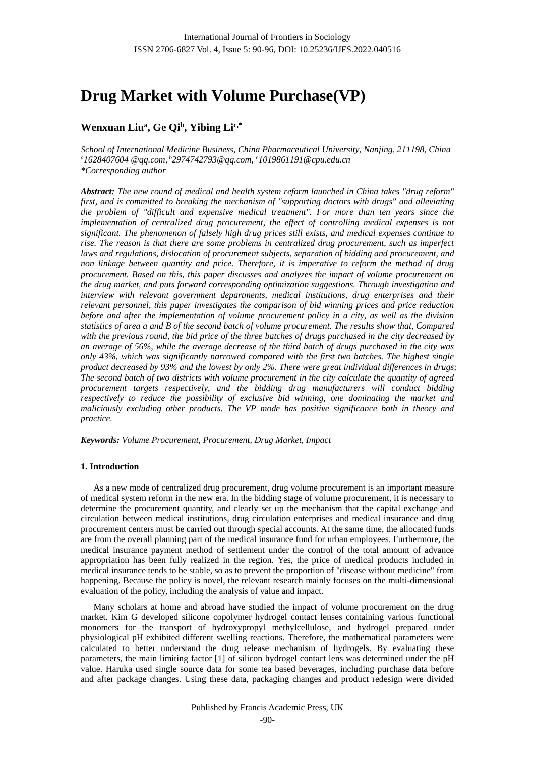# Drug Market with Volume Purchase(VP)

**Wenxuan Liu[a], Ge Qi[b], Yibing Li[c,*]**

*School of International Medicine Business, China Pharmaceutical University, Nanjing, 211198, China*
*[a]1628407604 @qq.com, [b]2974742793@qq.com, [c]1019861191@cpu.edu.cn*
*\*Corresponding author*

***Abstract:*** *The new round of medical and health system reform launched in China takes "drug reform" first, and is committed to breaking the mechanism of "supporting doctors with drugs" and alleviating the problem of "difficult and expensive medical treatment". For more than ten years since the implementation of centralized drug procurement, the effect of controlling medical expenses is not significant. The phenomenon of falsely high drug prices still exists, and medical expenses continue to rise. The reason is that there are some problems in centralized drug procurement, such as imperfect laws and regulations, dislocation of procurement subjects, separation of bidding and procurement, and non linkage between quantity and price. Therefore, it is imperative to reform the method of drug procurement. Based on this, this paper discusses and analyzes the impact of volume procurement on the drug market, and puts forward corresponding optimization suggestions. Through investigation and interview with relevant government departments, medical institutions, drug enterprises and their relevant personnel, this paper investigates the comparison of bid winning prices and price reduction before and after the implementation of volume procurement policy in a city, as well as the division statistics of area a and B of the second batch of volume procurement. The results show that, Compared with the previous round, the bid price of the three batches of drugs purchased in the city decreased by an average of 56%, while the average decrease of the third batch of drugs purchased in the city was only 43%, which was significantly narrowed compared with the first two batches. The highest single product decreased by 93% and the lowest by only 2%. There were great individual differences in drugs; The second batch of two districts with volume procurement in the city calculate the quantity of agreed procurement targets respectively, and the bidding drug manufacturers will conduct bidding respectively to reduce the possibility of exclusive bid winning, one dominating the market and maliciously excluding other products. The VP mode has positive significance both in theory and practice.*

***Keywords:*** *Volume Procurement, Procurement, Drug Market, Impact*

## 1. Introduction

As a new mode of centralized drug procurement, drug volume procurement is an important measure of medical system reform in the new era. In the bidding stage of volume procurement, it is necessary to determine the procurement quantity, and clearly set up the mechanism that the capital exchange and circulation between medical institutions, drug circulation enterprises and medical insurance and drug procurement centers must be carried out through special accounts. At the same time, the allocated funds are from the overall planning part of the medical insurance fund for urban employees. Furthermore, the medical insurance payment method of settlement under the control of the total amount of advance appropriation has been fully realized in the region. Yes, the price of medical products included in medical insurance tends to be stable, so as to prevent the proportion of "disease without medicine" from happening. Because the policy is novel, the relevant research mainly focuses on the multi-dimensional evaluation of the policy, including the analysis of value and impact.

Many scholars at home and abroad have studied the impact of volume procurement on the drug market. Kim G developed silicone copolymer hydrogel contact lenses containing various functional monomers for the transport of hydroxypropyl methylcellulose, and hydrogel prepared under physiological pH exhibited different swelling reactions. Therefore, the mathematical parameters were calculated to better understand the drug release mechanism of hydrogels. By evaluating these parameters, the main limiting factor [1] of silicon hydrogel contact lens was determined under the pH value. Haruka used single source data for some tea based beverages, including purchase data before and after package changes. Using these data, packaging changes and product redesign were divided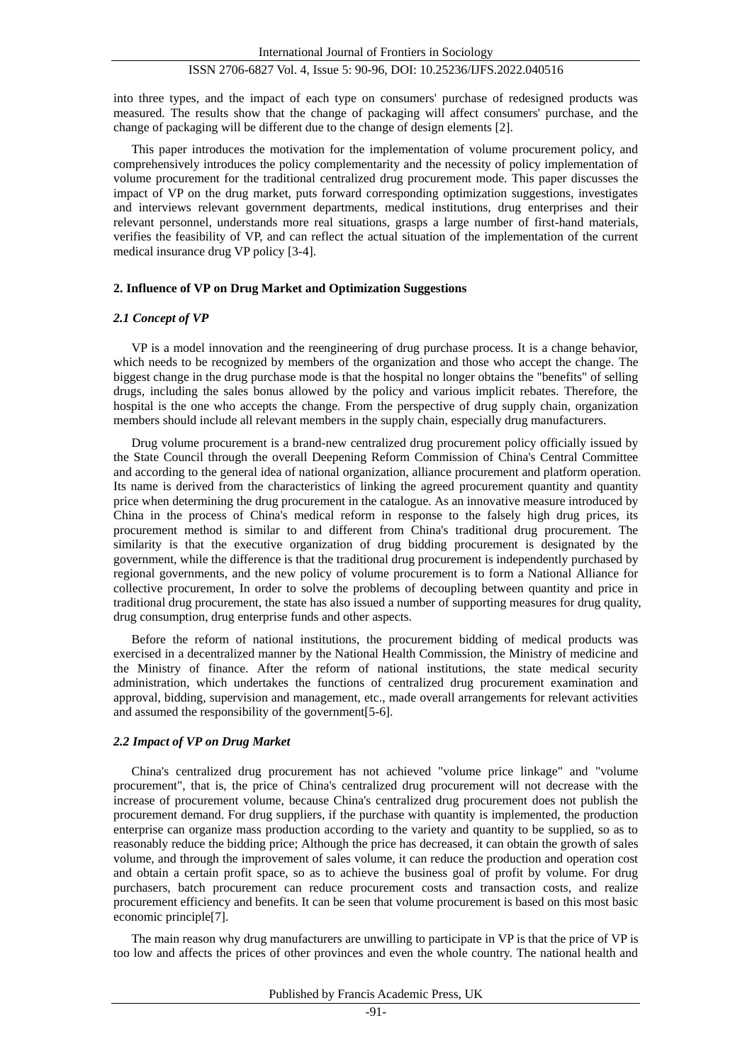into three types, and the impact of each type on consumers' purchase of redesigned products was measured. The results show that the change of packaging will affect consumers' purchase, and the change of packaging will be different due to the change of design elements [2].

This paper introduces the motivation for the implementation of volume procurement policy, and comprehensively introduces the policy complementarity and the necessity of policy implementation of volume procurement for the traditional centralized drug procurement mode. This paper discusses the impact of VP on the drug market, puts forward corresponding optimization suggestions, investigates and interviews relevant government departments, medical institutions, drug enterprises and their relevant personnel, understands more real situations, grasps a large number of first-hand materials, verifies the feasibility of VP, and can reflect the actual situation of the implementation of the current medical insurance drug VP policy [3-4].

## 2. Influence of VP on Drug Market and Optimization Suggestions

### 2.1 Concept of VP

VP is a model innovation and the reengineering of drug purchase process. It is a change behavior, which needs to be recognized by members of the organization and those who accept the change. The biggest change in the drug purchase mode is that the hospital no longer obtains the "benefits" of selling drugs, including the sales bonus allowed by the policy and various implicit rebates. Therefore, the hospital is the one who accepts the change. From the perspective of drug supply chain, organization members should include all relevant members in the supply chain, especially drug manufacturers.

Drug volume procurement is a brand-new centralized drug procurement policy officially issued by the State Council through the overall Deepening Reform Commission of China's Central Committee and according to the general idea of national organization, alliance procurement and platform operation. Its name is derived from the characteristics of linking the agreed procurement quantity and quantity price when determining the drug procurement in the catalogue. As an innovative measure introduced by China in the process of China's medical reform in response to the falsely high drug prices, its procurement method is similar to and different from China's traditional drug procurement. The similarity is that the executive organization of drug bidding procurement is designated by the government, while the difference is that the traditional drug procurement is independently purchased by regional governments, and the new policy of volume procurement is to form a National Alliance for collective procurement, In order to solve the problems of decoupling between quantity and price in traditional drug procurement, the state has also issued a number of supporting measures for drug quality, drug consumption, drug enterprise funds and other aspects.

Before the reform of national institutions, the procurement bidding of medical products was exercised in a decentralized manner by the National Health Commission, the Ministry of medicine and the Ministry of finance. After the reform of national institutions, the state medical security administration, which undertakes the functions of centralized drug procurement examination and approval, bidding, supervision and management, etc., made overall arrangements for relevant activities and assumed the responsibility of the government[5-6].

### 2.2 Impact of VP on Drug Market

China's centralized drug procurement has not achieved "volume price linkage" and "volume procurement", that is, the price of China's centralized drug procurement will not decrease with the increase of procurement volume, because China's centralized drug procurement does not publish the procurement demand. For drug suppliers, if the purchase with quantity is implemented, the production enterprise can organize mass production according to the variety and quantity to be supplied, so as to reasonably reduce the bidding price; Although the price has decreased, it can obtain the growth of sales volume, and through the improvement of sales volume, it can reduce the production and operation cost and obtain a certain profit space, so as to achieve the business goal of profit by volume. For drug purchasers, batch procurement can reduce procurement costs and transaction costs, and realize procurement efficiency and benefits. It can be seen that volume procurement is based on this most basic economic principle[7].

The main reason why drug manufacturers are unwilling to participate in VP is that the price of VP is too low and affects the prices of other provinces and even the whole country. The national health and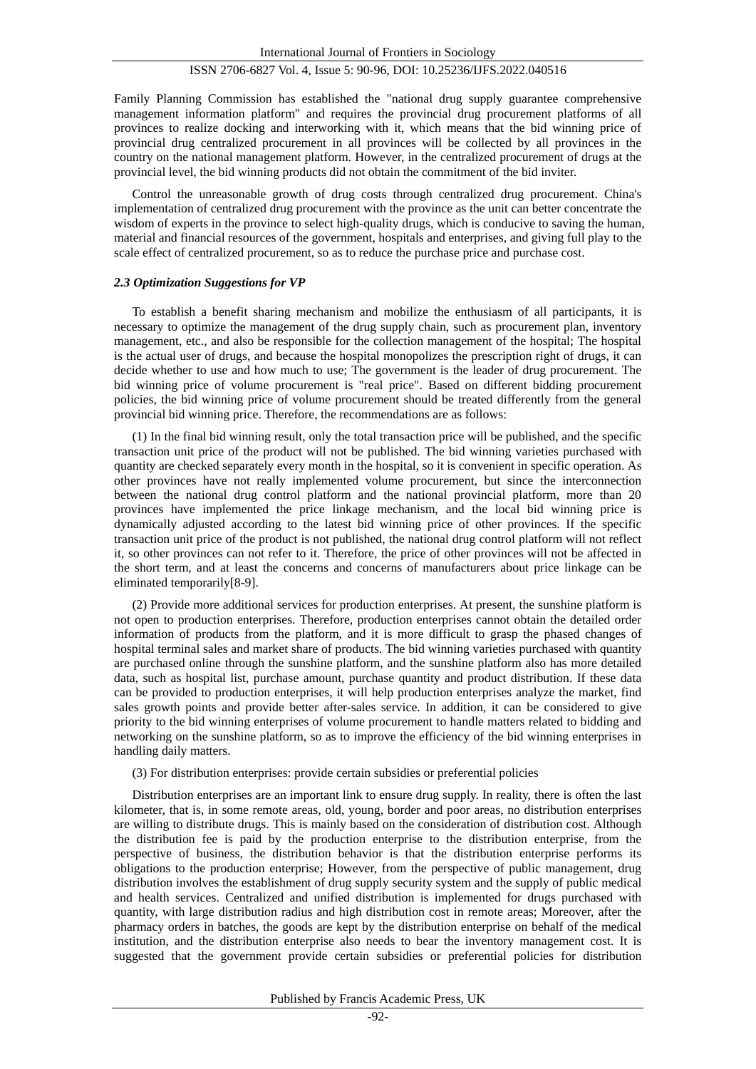Family Planning Commission has established the "national drug supply guarantee comprehensive management information platform" and requires the provincial drug procurement platforms of all provinces to realize docking and interworking with it, which means that the bid winning price of provincial drug centralized procurement in all provinces will be collected by all provinces in the country on the national management platform. However, in the centralized procurement of drugs at the provincial level, the bid winning products did not obtain the commitment of the bid inviter.

Control the unreasonable growth of drug costs through centralized drug procurement. China's implementation of centralized drug procurement with the province as the unit can better concentrate the wisdom of experts in the province to select high-quality drugs, which is conducive to saving the human, material and financial resources of the government, hospitals and enterprises, and giving full play to the scale effect of centralized procurement, so as to reduce the purchase price and purchase cost.

### *2.3 Optimization Suggestions for VP*

To establish a benefit sharing mechanism and mobilize the enthusiasm of all participants, it is necessary to optimize the management of the drug supply chain, such as procurement plan, inventory management, etc., and also be responsible for the collection management of the hospital; The hospital is the actual user of drugs, and because the hospital monopolizes the prescription right of drugs, it can decide whether to use and how much to use; The government is the leader of drug procurement. The bid winning price of volume procurement is "real price". Based on different bidding procurement policies, the bid winning price of volume procurement should be treated differently from the general provincial bid winning price. Therefore, the recommendations are as follows:

(1) In the final bid winning result, only the total transaction price will be published, and the specific transaction unit price of the product will not be published. The bid winning varieties purchased with quantity are checked separately every month in the hospital, so it is convenient in specific operation. As other provinces have not really implemented volume procurement, but since the interconnection between the national drug control platform and the national provincial platform, more than 20 provinces have implemented the price linkage mechanism, and the local bid winning price is dynamically adjusted according to the latest bid winning price of other provinces. If the specific transaction unit price of the product is not published, the national drug control platform will not reflect it, so other provinces can not refer to it. Therefore, the price of other provinces will not be affected in the short term, and at least the concerns and concerns of manufacturers about price linkage can be eliminated temporarily[8-9].

(2) Provide more additional services for production enterprises. At present, the sunshine platform is not open to production enterprises. Therefore, production enterprises cannot obtain the detailed order information of products from the platform, and it is more difficult to grasp the phased changes of hospital terminal sales and market share of products. The bid winning varieties purchased with quantity are purchased online through the sunshine platform, and the sunshine platform also has more detailed data, such as hospital list, purchase amount, purchase quantity and product distribution. If these data can be provided to production enterprises, it will help production enterprises analyze the market, find sales growth points and provide better after-sales service. In addition, it can be considered to give priority to the bid winning enterprises of volume procurement to handle matters related to bidding and networking on the sunshine platform, so as to improve the efficiency of the bid winning enterprises in handling daily matters.

(3) For distribution enterprises: provide certain subsidies or preferential policies

Distribution enterprises are an important link to ensure drug supply. In reality, there is often the last kilometer, that is, in some remote areas, old, young, border and poor areas, no distribution enterprises are willing to distribute drugs. This is mainly based on the consideration of distribution cost. Although the distribution fee is paid by the production enterprise to the distribution enterprise, from the perspective of business, the distribution behavior is that the distribution enterprise performs its obligations to the production enterprise; However, from the perspective of public management, drug distribution involves the establishment of drug supply security system and the supply of public medical and health services. Centralized and unified distribution is implemented for drugs purchased with quantity, with large distribution radius and high distribution cost in remote areas; Moreover, after the pharmacy orders in batches, the goods are kept by the distribution enterprise on behalf of the medical institution, and the distribution enterprise also needs to bear the inventory management cost. It is suggested that the government provide certain subsidies or preferential policies for distribution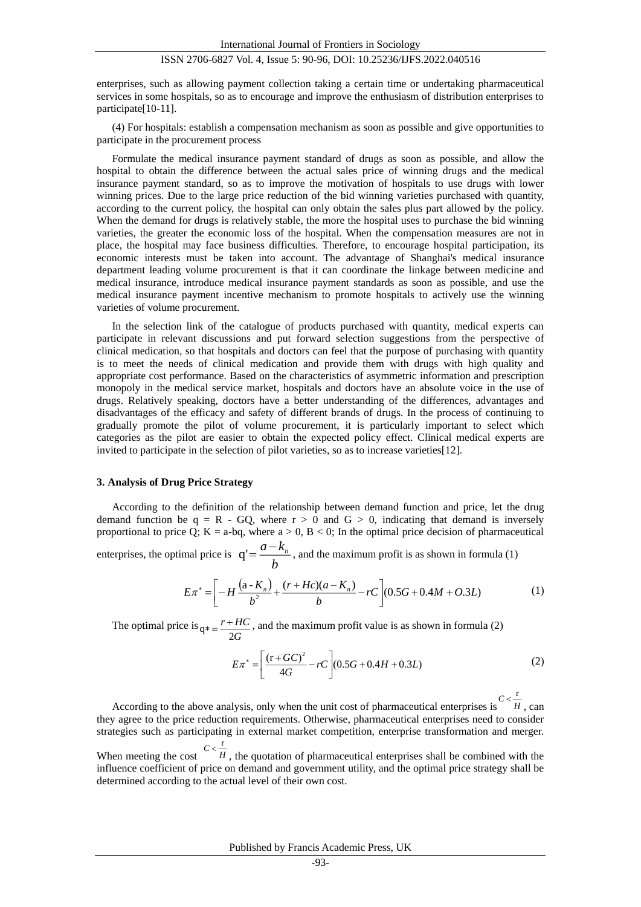enterprises, such as allowing payment collection taking a certain time or undertaking pharmaceutical services in some hospitals, so as to encourage and improve the enthusiasm of distribution enterprises to participate[10-11].

(4) For hospitals: establish a compensation mechanism as soon as possible and give opportunities to participate in the procurement process

Formulate the medical insurance payment standard of drugs as soon as possible, and allow the hospital to obtain the difference between the actual sales price of winning drugs and the medical insurance payment standard, so as to improve the motivation of hospitals to use drugs with lower winning prices. Due to the large price reduction of the bid winning varieties purchased with quantity, according to the current policy, the hospital can only obtain the sales plus part allowed by the policy. When the demand for drugs is relatively stable, the more the hospital uses to purchase the bid winning varieties, the greater the economic loss of the hospital. When the compensation measures are not in place, the hospital may face business difficulties. Therefore, to encourage hospital participation, its economic interests must be taken into account. The advantage of Shanghai's medical insurance department leading volume procurement is that it can coordinate the linkage between medicine and medical insurance, introduce medical insurance payment standards as soon as possible, and use the medical insurance payment incentive mechanism to promote hospitals to actively use the winning varieties of volume procurement.

In the selection link of the catalogue of products purchased with quantity, medical experts can participate in relevant discussions and put forward selection suggestions from the perspective of clinical medication, so that hospitals and doctors can feel that the purpose of purchasing with quantity is to meet the needs of clinical medication and provide them with drugs with high quality and appropriate cost performance. Based on the characteristics of asymmetric information and prescription monopoly in the medical service market, hospitals and doctors have an absolute voice in the use of drugs. Relatively speaking, doctors have a better understanding of the differences, advantages and disadvantages of the efficacy and safety of different brands of drugs. In the process of continuing to gradually promote the pilot of volume procurement, it is particularly important to select which categories as the pilot are easier to obtain the expected policy effect. Clinical medical experts are invited to participate in the selection of pilot varieties, so as to increase varieties[12].

### 3. Analysis of Drug Price Strategy

According to the definition of the relationship between demand function and price, let the drug demand function be q = R - GQ, where r > 0 and G > 0, indicating that demand is inversely proportional to price Q; K = a-bq, where a > 0, B < 0; In the optimal price decision of pharmaceutical enterprises, the optimal price is $q' = \dfrac{a - k_n}{b}$, and the maximum profit is as shown in formula (1)

$$E\pi^* = \left[ -H\frac{\left(a - K_n\right)}{b^2} + \frac{(r + Hc)(a - K_n)}{b} - rC \right](0.5G + 0.4M + O.3L) \tag{1}$$

The optimal price is $q* = \dfrac{r + HC}{2G}$, and the maximum profit value is as shown in formula (2)

$$E\pi^* = \left[ \frac{(r + GC)^2}{4G} - rC \right](0.5G + 0.4H + 0.3L) \tag{2}$$

According to the above analysis, only when the unit cost of pharmaceutical enterprises is $C < \dfrac{r}{H}$, can they agree to the price reduction requirements. Otherwise, pharmaceutical enterprises need to consider strategies such as participating in external market competition, enterprise transformation and merger. When meeting the cost $C < \dfrac{r}{H}$, the quotation of pharmaceutical enterprises shall be combined with the influence coefficient of price on demand and government utility, and the optimal price strategy shall be determined according to the actual level of their own cost.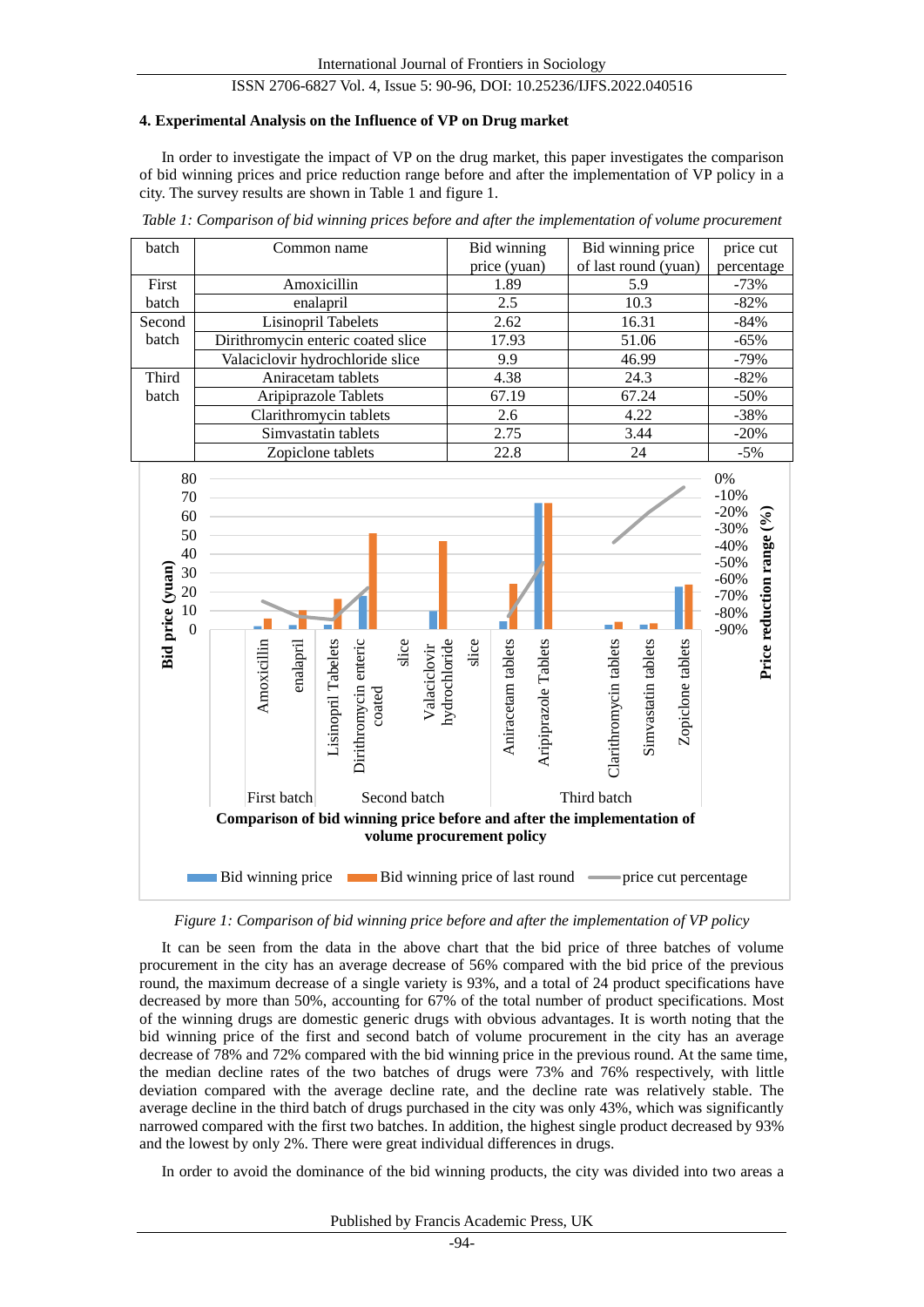### 4. Experimental Analysis on the Influence of VP on Drug market

In order to investigate the impact of VP on the drug market, this paper investigates the comparison of bid winning prices and price reduction range before and after the implementation of VP policy in a city. The survey results are shown in Table 1 and figure 1.

*Table 1: Comparison of bid winning prices before and after the implementation of volume procurement*

| batch | Common name | Bid winning price (yuan) | Bid winning price of last round (yuan) | price cut percentage |
|---|---|---|---|---|
| First batch | Amoxicillin | 1.89 | 5.9 | -73% |
| | enalapril | 2.5 | 10.3 | -82% |
| Second batch | Lisinopril Tabelets | 2.62 | 16.31 | -84% |
| | Dirithromycin enteric coated slice | 17.93 | 51.06 | -65% |
| | Valaciclovir hydrochloride slice | 9.9 | 46.99 | -79% |
| Third batch | Aniracetam tablets | 4.38 | 24.3 | -82% |
| | Aripiprazole Tablets | 67.19 | 67.24 | -50% |
| | Clarithromycin tablets | 2.6 | 4.22 | -38% |
| | Simvastatin tablets | 2.75 | 3.44 | -20% |
| | Zopiclone tablets | 22.8 | 24 | -5% |

*Figure 1: Comparison of bid winning price before and after the implementation of VP policy*

It can be seen from the data in the above chart that the bid price of three batches of volume procurement in the city has an average decrease of 56% compared with the bid price of the previous round, the maximum decrease of a single variety is 93%, and a total of 24 product specifications have decreased by more than 50%, accounting for 67% of the total number of product specifications. Most of the winning drugs are domestic generic drugs with obvious advantages. It is worth noting that the bid winning price of the first and second batch of volume procurement in the city has an average decrease of 78% and 72% compared with the bid winning price in the previous round. At the same time, the median decline rates of the two batches of drugs were 73% and 76% respectively, with little deviation compared with the average decline rate, and the decline rate was relatively stable. The average decline in the third batch of drugs purchased in the city was only 43%, which was significantly narrowed compared with the first two batches. In addition, the highest single product decreased by 93% and the lowest by only 2%. There were great individual differences in drugs.

In order to avoid the dominance of the bid winning products, the city was divided into two areas a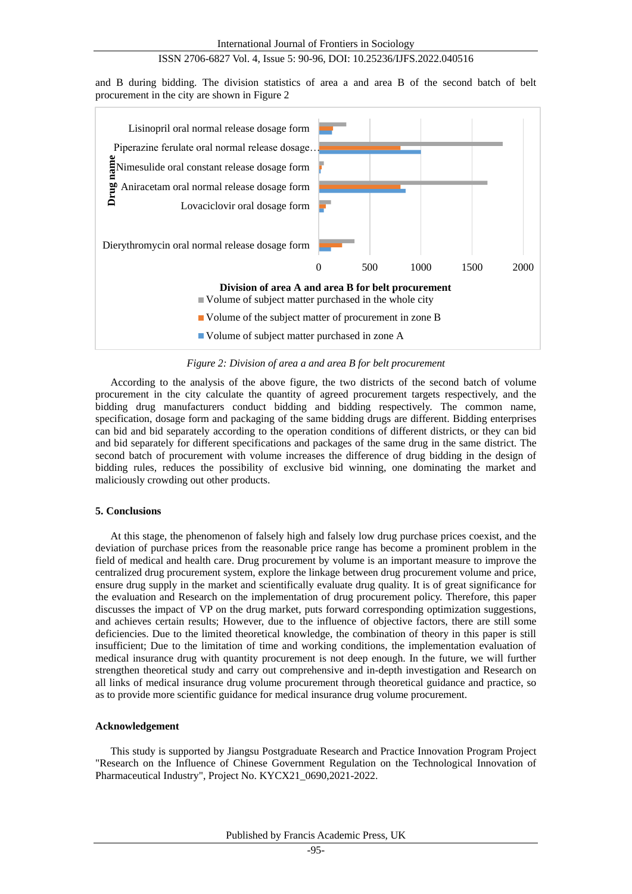and B during bidding. The division statistics of area a and area B of the second batch of belt procurement in the city are shown in Figure 2

*Figure 2: Division of area a and area B for belt procurement*

According to the analysis of the above figure, the two districts of the second batch of volume procurement in the city calculate the quantity of agreed procurement targets respectively, and the bidding drug manufacturers conduct bidding and bidding respectively. The common name, specification, dosage form and packaging of the same bidding drugs are different. Bidding enterprises can bid and bid separately according to the operation conditions of different districts, or they can bid and bid separately for different specifications and packages of the same drug in the same district. The second batch of procurement with volume increases the difference of drug bidding in the design of bidding rules, reduces the possibility of exclusive bid winning, one dominating the market and maliciously crowding out other products.

**5. Conclusions**

At this stage, the phenomenon of falsely high and falsely low drug purchase prices coexist, and the deviation of purchase prices from the reasonable price range has become a prominent problem in the field of medical and health care. Drug procurement by volume is an important measure to improve the centralized drug procurement system, explore the linkage between drug procurement volume and price, ensure drug supply in the market and scientifically evaluate drug quality. It is of great significance for the evaluation and Research on the implementation of drug procurement policy. Therefore, this paper discusses the impact of VP on the drug market, puts forward corresponding optimization suggestions, and achieves certain results; However, due to the influence of objective factors, there are still some deficiencies. Due to the limited theoretical knowledge, the combination of theory in this paper is still insufficient; Due to the limitation of time and working conditions, the implementation evaluation of medical insurance drug with quantity procurement is not deep enough. In the future, we will further strengthen theoretical study and carry out comprehensive and in-depth investigation and Research on all links of medical insurance drug volume procurement through theoretical guidance and practice, so as to provide more scientific guidance for medical insurance drug volume procurement.

**Acknowledgement**

This study is supported by Jiangsu Postgraduate Research and Practice Innovation Program Project "Research on the Influence of Chinese Government Regulation on the Technological Innovation of Pharmaceutical Industry", Project No. KYCX21_0690,2021-2022.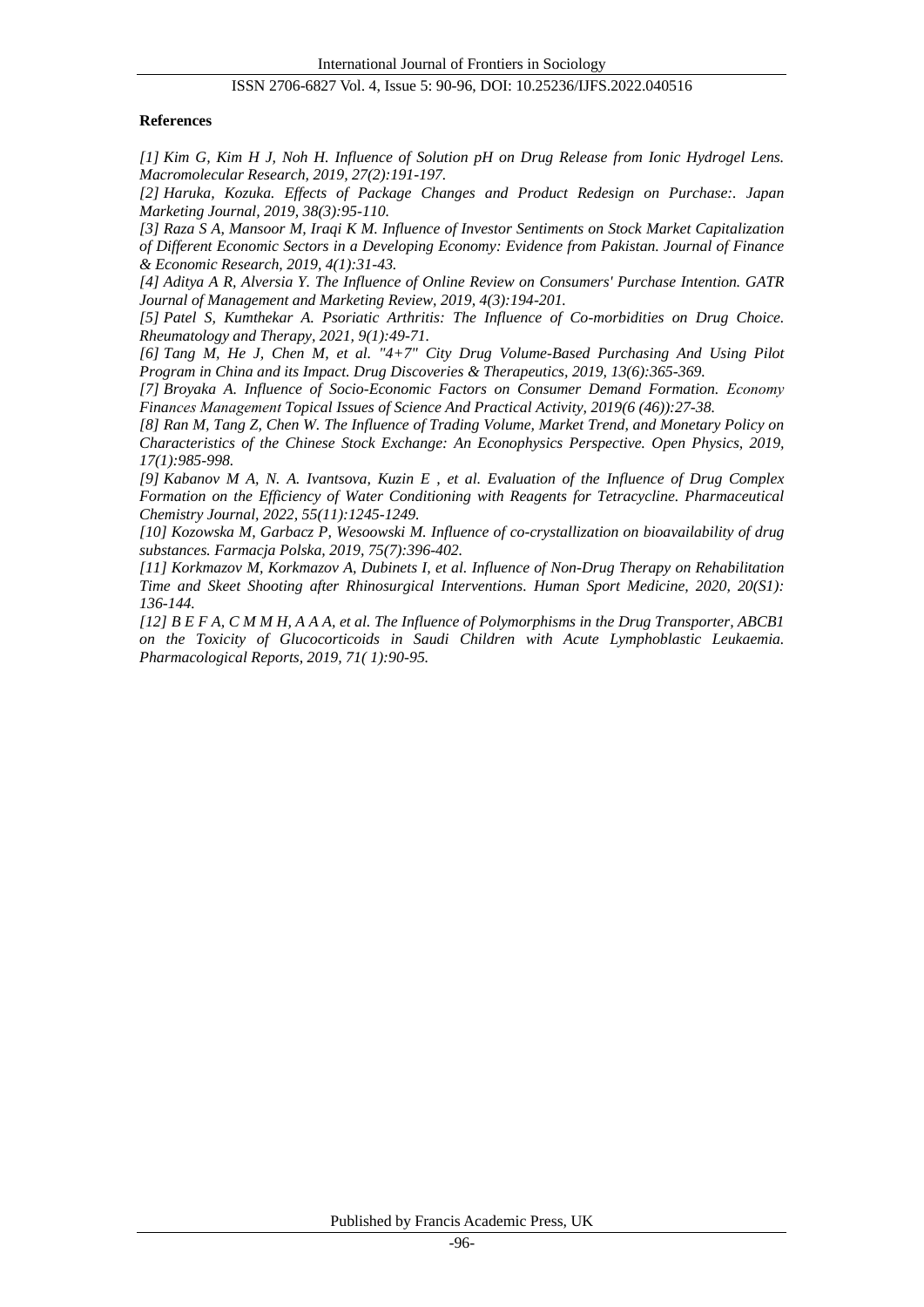**References**

*[1] Kim G, Kim H J, Noh H. Influence of Solution pH on Drug Release from Ionic Hydrogel Lens. Macromolecular Research, 2019, 27(2):191-197.*

*[2] Haruka, Kozuka. Effects of Package Changes and Product Redesign on Purchase:. Japan Marketing Journal, 2019, 38(3):95-110.*

*[3] Raza S A, Mansoor M, Iraqi K M. Influence of Investor Sentiments on Stock Market Capitalization of Different Economic Sectors in a Developing Economy: Evidence from Pakistan. Journal of Finance & Economic Research, 2019, 4(1):31-43.*

*[4] Aditya A R, Alversia Y. The Influence of Online Review on Consumers' Purchase Intention. GATR Journal of Management and Marketing Review, 2019, 4(3):194-201.*

*[5] Patel S, Kumthekar A. Psoriatic Arthritis: The Influence of Co-morbidities on Drug Choice. Rheumatology and Therapy, 2021, 9(1):49-71.*

*[6] Tang M, He J, Chen M, et al. "4+7" City Drug Volume-Based Purchasing And Using Pilot Program in China and its Impact. Drug Discoveries & Therapeutics, 2019, 13(6):365-369.*

*[7] Broyaka A. Influence of Socio-Economic Factors on Consumer Demand Formation. Economy Finances Management Topical Issues of Science And Practical Activity, 2019(6 (46)):27-38.*

*[8] Ran M, Tang Z, Chen W. The Influence of Trading Volume, Market Trend, and Monetary Policy on Characteristics of the Chinese Stock Exchange: An Econophysics Perspective. Open Physics, 2019, 17(1):985-998.*

*[9] Kabanov M A, N. A. Ivantsova, Kuzin E , et al. Evaluation of the Influence of Drug Complex Formation on the Efficiency of Water Conditioning with Reagents for Tetracycline. Pharmaceutical Chemistry Journal, 2022, 55(11):1245-1249.*

*[10] Kozowska M, Garbacz P, Wesoowski M. Influence of co-crystallization on bioavailability of drug substances. Farmacja Polska, 2019, 75(7):396-402.*

*[11] Korkmazov M, Korkmazov A, Dubinets I, et al. Influence of Non-Drug Therapy on Rehabilitation Time and Skeet Shooting after Rhinosurgical Interventions. Human Sport Medicine, 2020, 20(S1): 136-144.*

*[12] B E F A, C M M H, A A A, et al. The Influence of Polymorphisms in the Drug Transporter, ABCB1 on the Toxicity of Glucocorticoids in Saudi Children with Acute Lymphoblastic Leukaemia. Pharmacological Reports, 2019, 71( 1):90-95.*